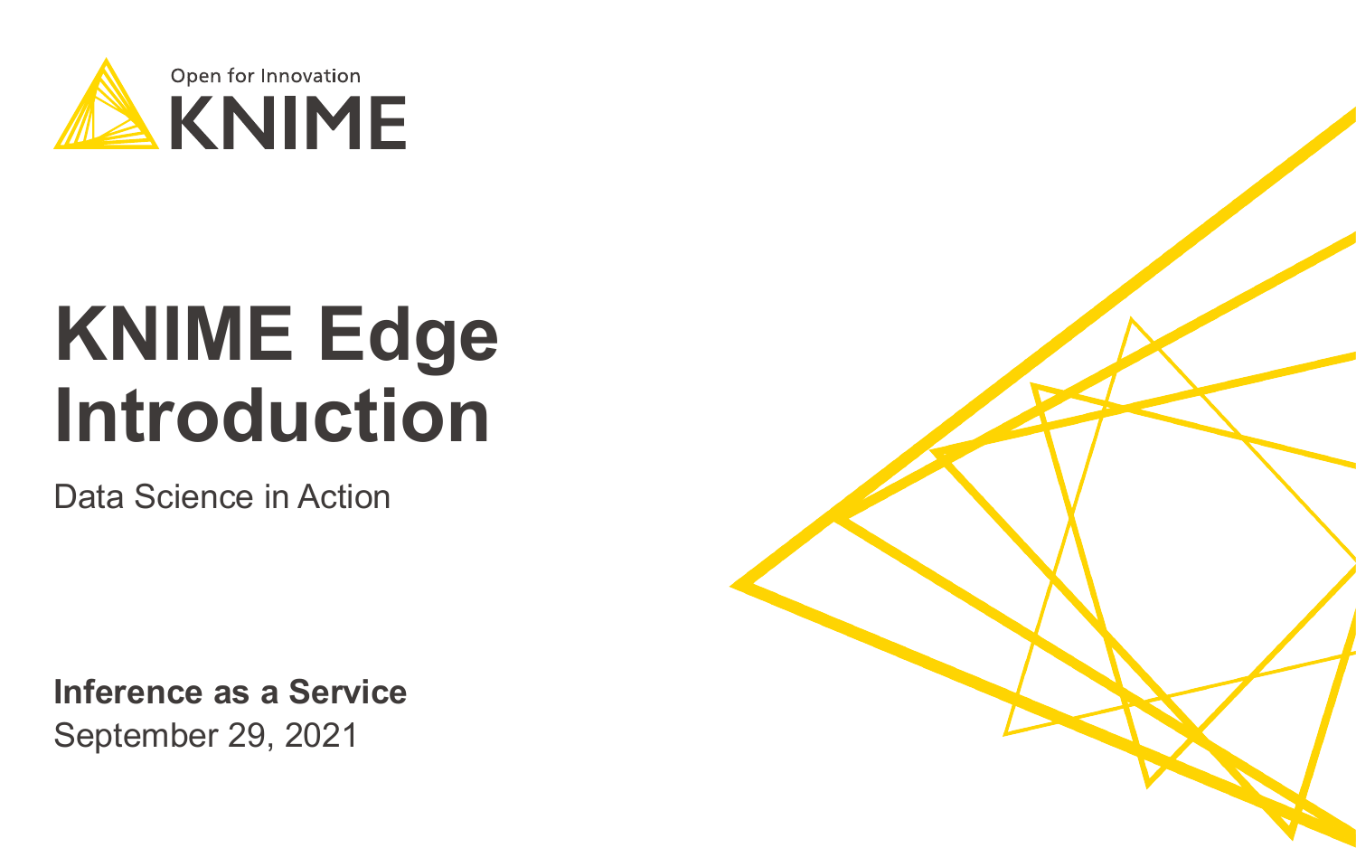Open for Innovation

KNIME

# KNIME Edge Introduction

Data Science in Action

**Inference as a Service**

September 29, 2021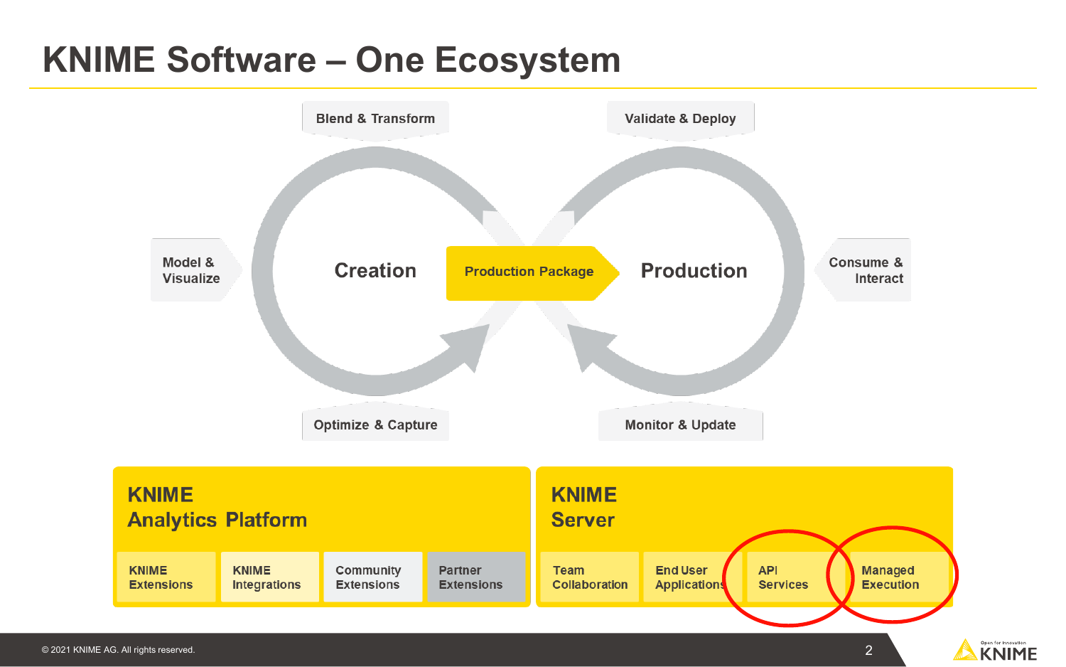# KNIME Software – One Ecosystem

Blend & Transform

Validate & Deploy

Model & Visualize

Creation

Production Package

Production

Consume & Interact

Optimize & Capture

Monitor & Update

## KNIME Analytics Platform

- KNIME Extensions
- KNIME Integrations
- Community Extensions
- Partner Extensions

## KNIME Server

- Team Collaboration
- End User Applications
- API Services
- Managed Execution

© 2021 KNIME AG. All rights reserved.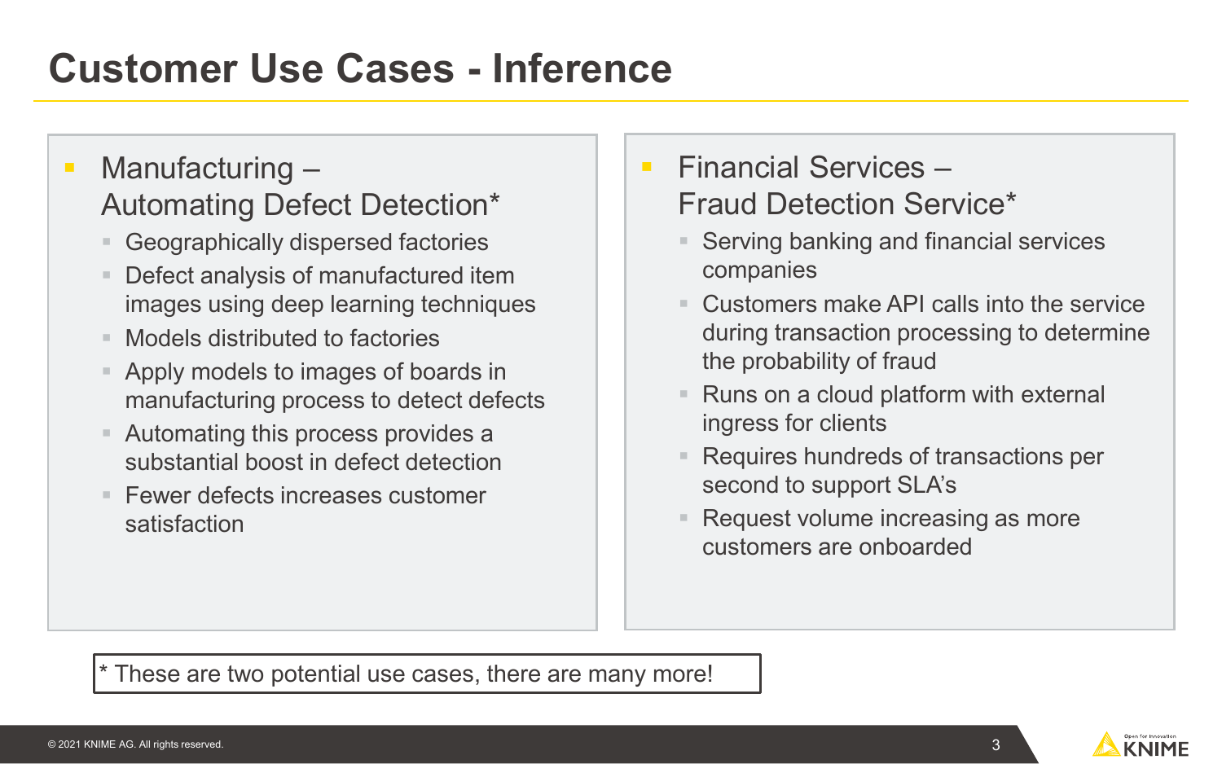# Customer Use Cases - Inference

- Manufacturing – Automating Defect Detection*
  - Geographically dispersed factories
  - Defect analysis of manufactured item images using deep learning techniques
  - Models distributed to factories
  - Apply models to images of boards in manufacturing process to detect defects
  - Automating this process provides a substantial boost in defect detection
  - Fewer defects increases customer satisfaction

- Financial Services – Fraud Detection Service*
  - Serving banking and financial services companies
  - Customers make API calls into the service during transaction processing to determine the probability of fraud
  - Runs on a cloud platform with external ingress for clients
  - Requires hundreds of transactions per second to support SLA's
  - Request volume increasing as more customers are onboarded

* These are two potential use cases, there are many more!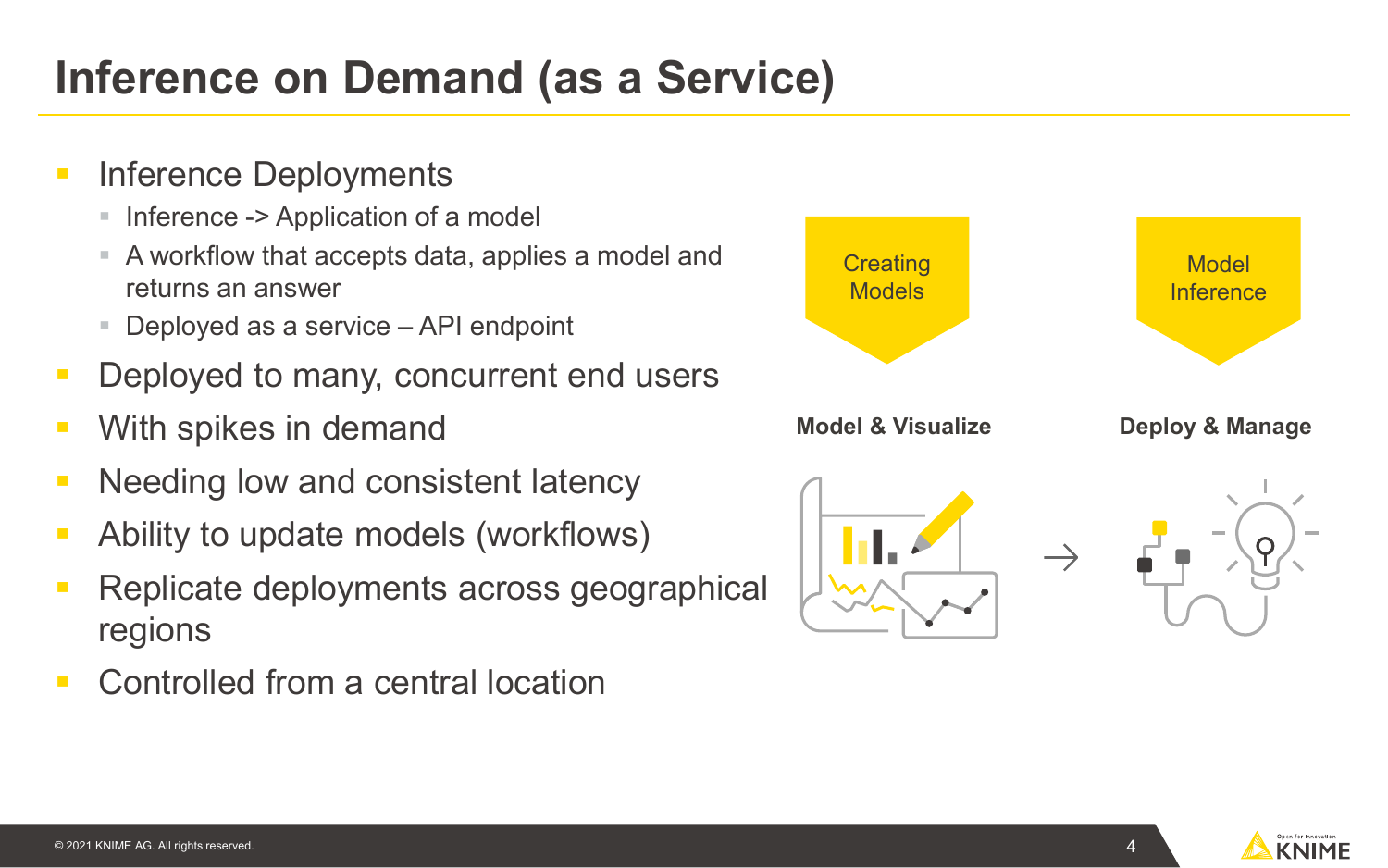# Inference on Demand (as a Service)

- Inference Deployments
  - Inference -> Application of a model
  - A workflow that accepts data, applies a model and returns an answer
  - Deployed as a service – API endpoint
- Deployed to many, concurrent end users
- With spikes in demand
- Needing low and consistent latency
- Ability to update models (workflows)
- Replicate deployments across geographical regions
- Controlled from a central location

Creating Models

**Model & Visualize**

Model Inference

**Deploy & Manage**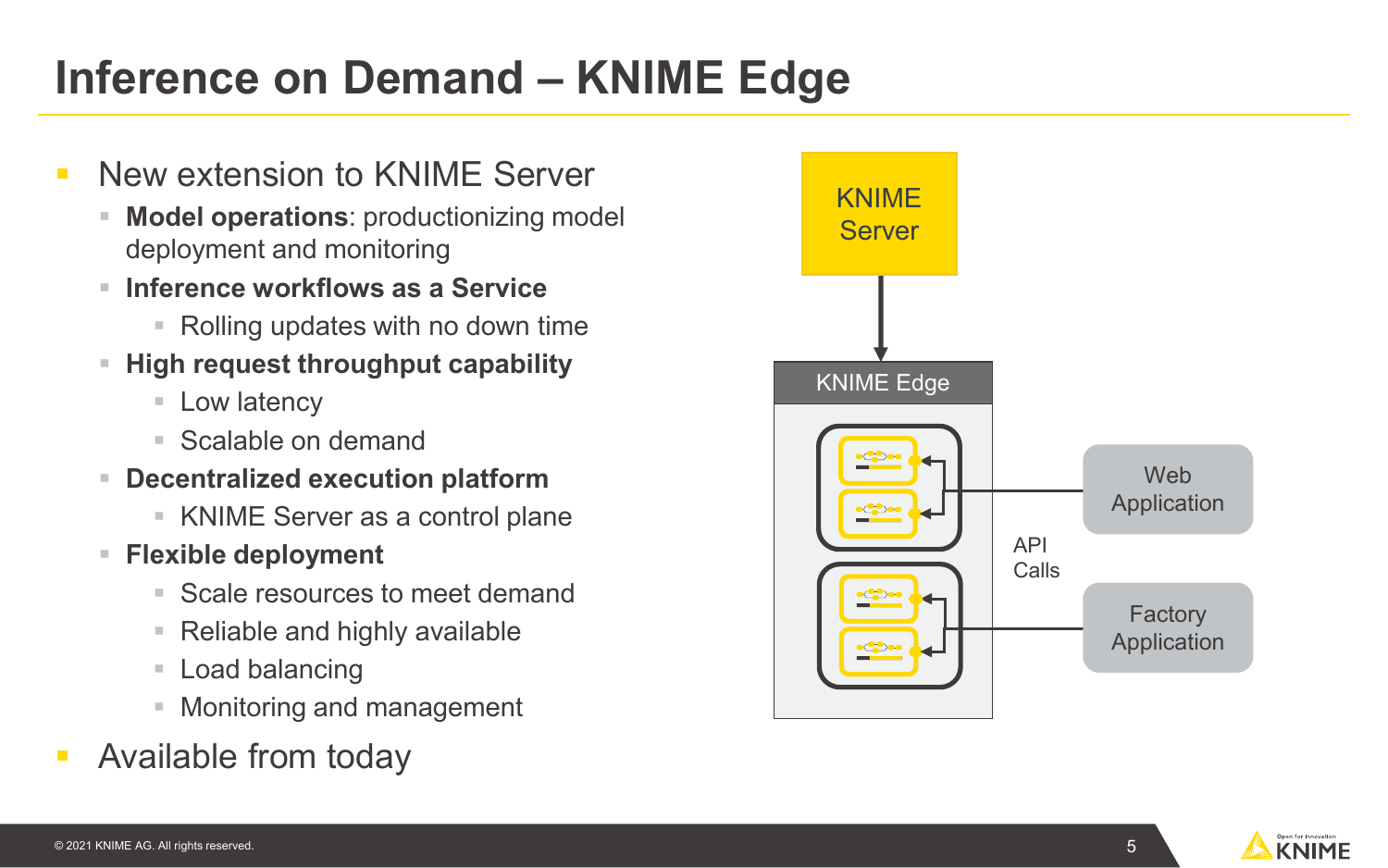# Inference on Demand – KNIME Edge

- New extension to KNIME Server
  - **Model operations**: productionizing model deployment and monitoring
  - **Inference workflows as a Service**
    - Rolling updates with no down time
  - **High request throughput capability**
    - Low latency
    - Scalable on demand
  - **Decentralized execution platform**
    - KNIME Server as a control plane
  - **Flexible deployment**
    - Scale resources to meet demand
    - Reliable and highly available
    - Load balancing
    - Monitoring and management
- Available from today

KNIME Server

KNIME Edge

API Calls

Web Application

Factory Application

© 2021 KNIME AG. All rights reserved.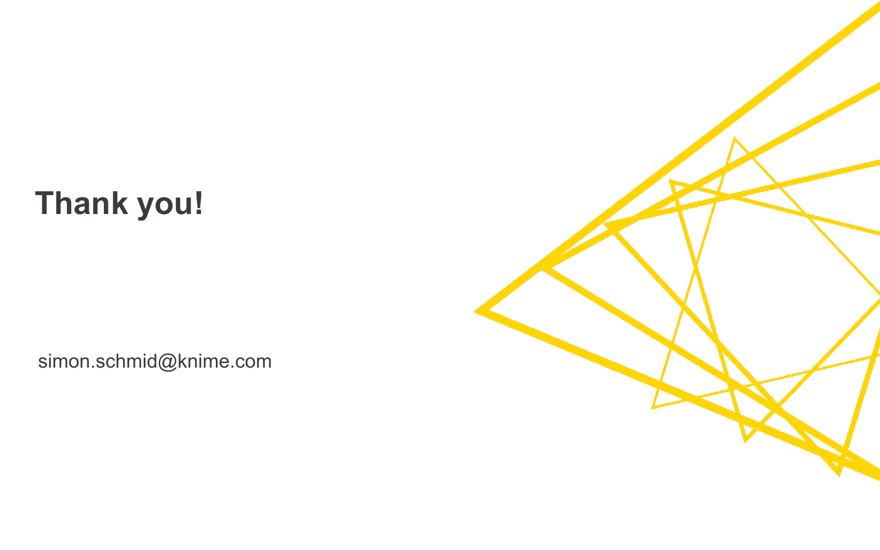# Thank you!

simon.schmid@knime.com